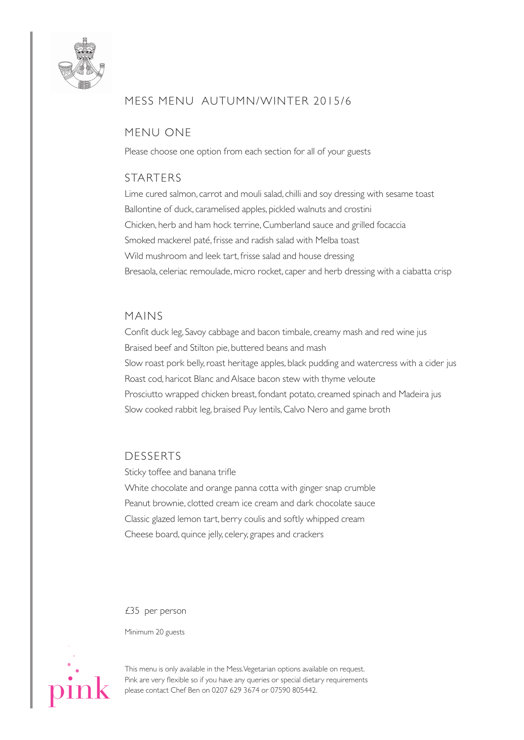# MESS MENU AUTUMN/WINTER 2015/6

## MENU ONE

Please choose one option from each section for all of your guests

### STARTERS

Lime cured salmon, carrot and mouli salad, chilli and soy dressing with sesame toast
Ballontine of duck, caramelised apples, pickled walnuts and crostini
Chicken, herb and ham hock terrine, Cumberland sauce and grilled focaccia
Smoked mackerel paté, frisse and radish salad with Melba toast
Wild mushroom and leek tart, frisse salad and house dressing
Bresaola, celeriac remoulade, micro rocket, caper and herb dressing with a ciabatta crisp

### MAINS

Confit duck leg, Savoy cabbage and bacon timbale, creamy mash and red wine jus
Braised beef and Stilton pie, buttered beans and mash
Slow roast pork belly, roast heritage apples, black pudding and watercress with a cider jus
Roast cod, haricot Blanc and Alsace bacon stew with thyme veloute
Prosciutto wrapped chicken breast, fondant potato, creamed spinach and Madeira jus
Slow cooked rabbit leg, braised Puy lentils, Calvo Nero and game broth

### DESSERTS

Sticky toffee and banana trifle
White chocolate and orange panna cotta with ginger snap crumble
Peanut brownie, clotted cream ice cream and dark chocolate sauce
Classic glazed lemon tart, berry coulis and softly whipped cream
Cheese board, quince jelly, celery, grapes and crackers

£35 per person

Minimum 20 guests

pink

This menu is only available in the Mess. Vegetarian options available on request.
Pink are very flexible so if you have any queries or special dietary requirements please contact Chef Ben on 0207 629 3674 or 07590 805442.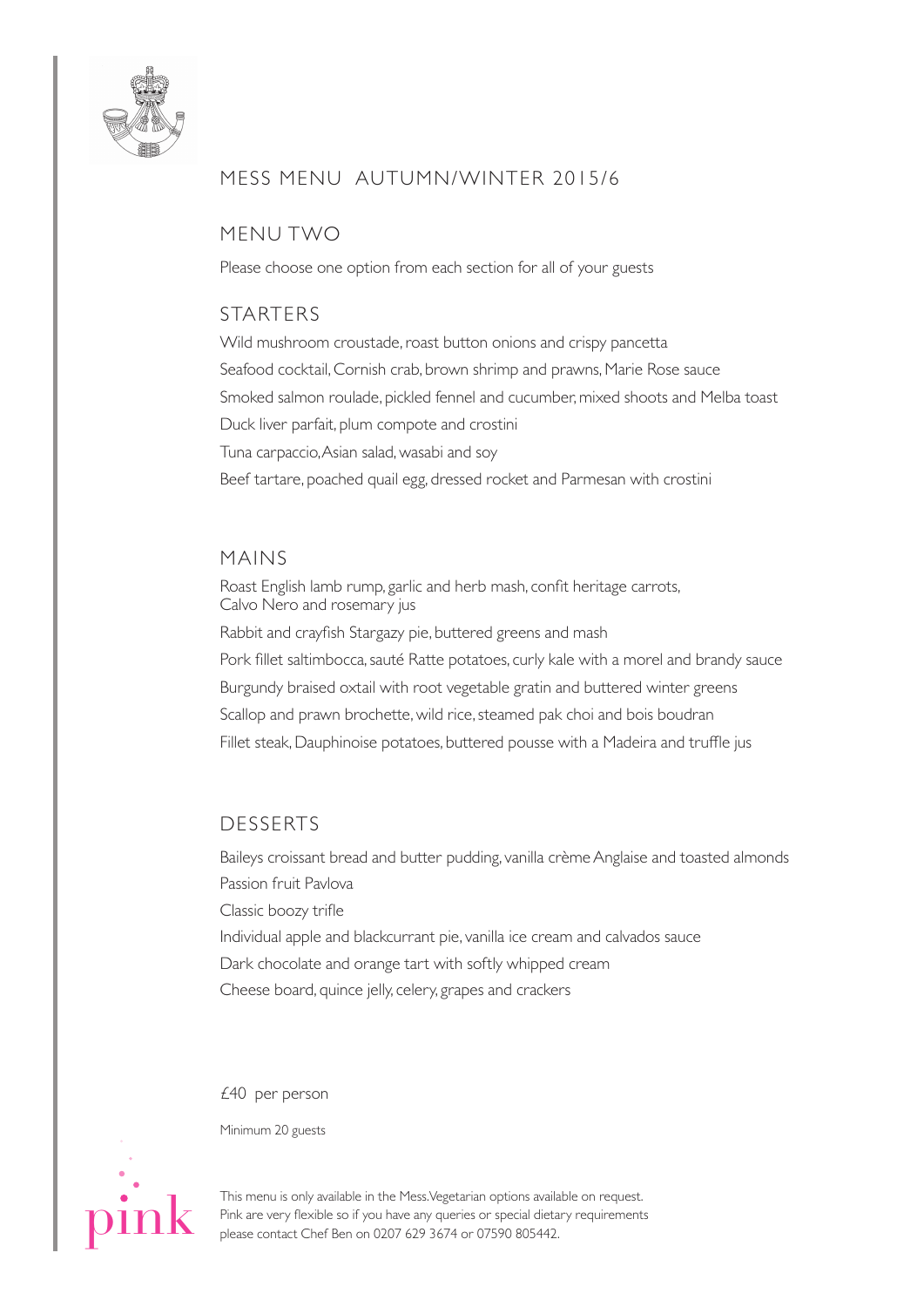# MESS MENU AUTUMN/WINTER 2015/6

## MENU TWO

Please choose one option from each section for all of your guests

## STARTERS

Wild mushroom croustade, roast button onions and crispy pancetta

Seafood cocktail, Cornish crab, brown shrimp and prawns, Marie Rose sauce

Smoked salmon roulade, pickled fennel and cucumber, mixed shoots and Melba toast

Duck liver parfait, plum compote and crostini

Tuna carpaccio, Asian salad, wasabi and soy

Beef tartare, poached quail egg, dressed rocket and Parmesan with crostini

## MAINS

Roast English lamb rump, garlic and herb mash, confit heritage carrots, Calvo Nero and rosemary jus

Rabbit and crayfish Stargazy pie, buttered greens and mash

Pork fillet saltimbocca, sauté Ratte potatoes, curly kale with a morel and brandy sauce

Burgundy braised oxtail with root vegetable gratin and buttered winter greens

Scallop and prawn brochette, wild rice, steamed pak choi and bois boudran

Fillet steak, Dauphinoise potatoes, buttered pousse with a Madeira and truffle jus

## DESSERTS

Baileys croissant bread and butter pudding, vanilla crème Anglaise and toasted almonds

Passion fruit Pavlova

Classic boozy trifle

Individual apple and blackcurrant pie, vanilla ice cream and calvados sauce

Dark chocolate and orange tart with softly whipped cream

Cheese board, quince jelly, celery, grapes and crackers

£40 per person

Minimum 20 guests

pink

This menu is only available in the Mess. Vegetarian options available on request. Pink are very flexible so if you have any queries or special dietary requirements please contact Chef Ben on 0207 629 3674 or 07590 805442.